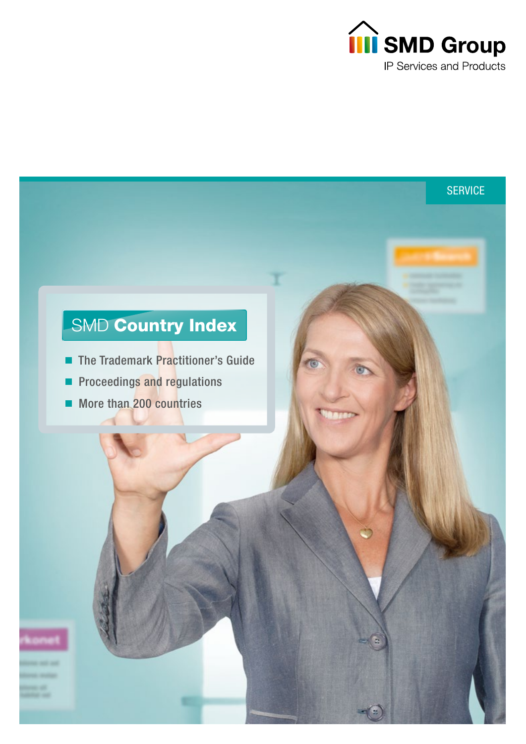SMD Group

IP Services and Products

SERVICE

# SMD Country Index

- The Trademark Practitioner's Guide
- Proceedings and regulations
- More than 200 countries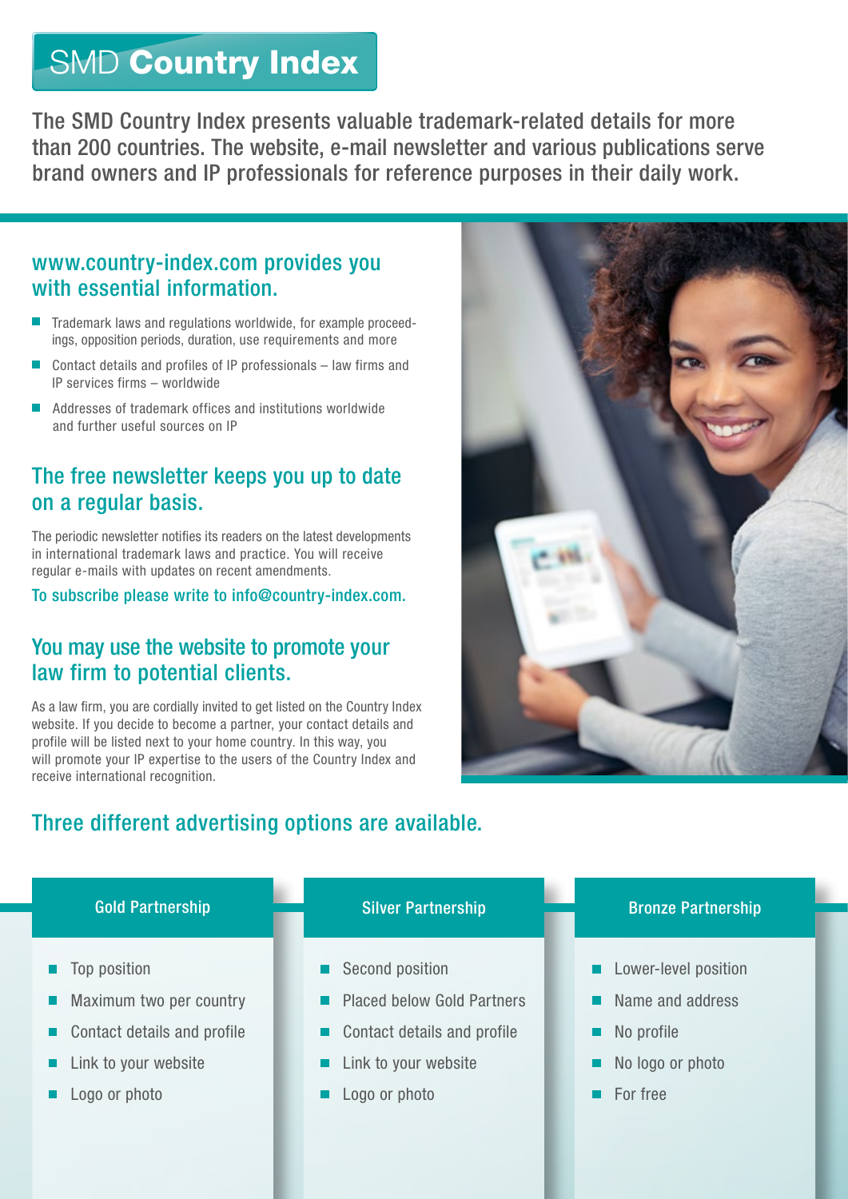# SMD **Country Index**

The SMD Country Index presents valuable trademark-related details for more than 200 countries. The website, e-mail newsletter and various publications serve brand owners and IP professionals for reference purposes in their daily work.

## www.country-index.com provides you with essential information.

- Trademark laws and regulations worldwide, for example proceedings, opposition periods, duration, use requirements and more
- Contact details and profiles of IP professionals – law firms and IP services firms – worldwide
- Addresses of trademark offices and institutions worldwide and further useful sources on IP

## The free newsletter keeps you up to date on a regular basis.

The periodic newsletter notifies its readers on the latest developments in international trademark laws and practice. You will receive regular e-mails with updates on recent amendments.

To subscribe please write to info@country-index.com.

## You may use the website to promote your law firm to potential clients.

As a law firm, you are cordially invited to get listed on the Country Index website. If you decide to become a partner, your contact details and profile will be listed next to your home country. In this way, you will promote your IP expertise to the users of the Country Index and receive international recognition.

## Three different advertising options are available.

| Gold Partnership | Silver Partnership | Bronze Partnership |
|---|---|---|
| Top position | Second position | Lower-level position |
| Maximum two per country | Placed below Gold Partners | Name and address |
| Contact details and profile | Contact details and profile | No profile |
| Link to your website | Link to your website | No logo or photo |
| Logo or photo | Logo or photo | For free |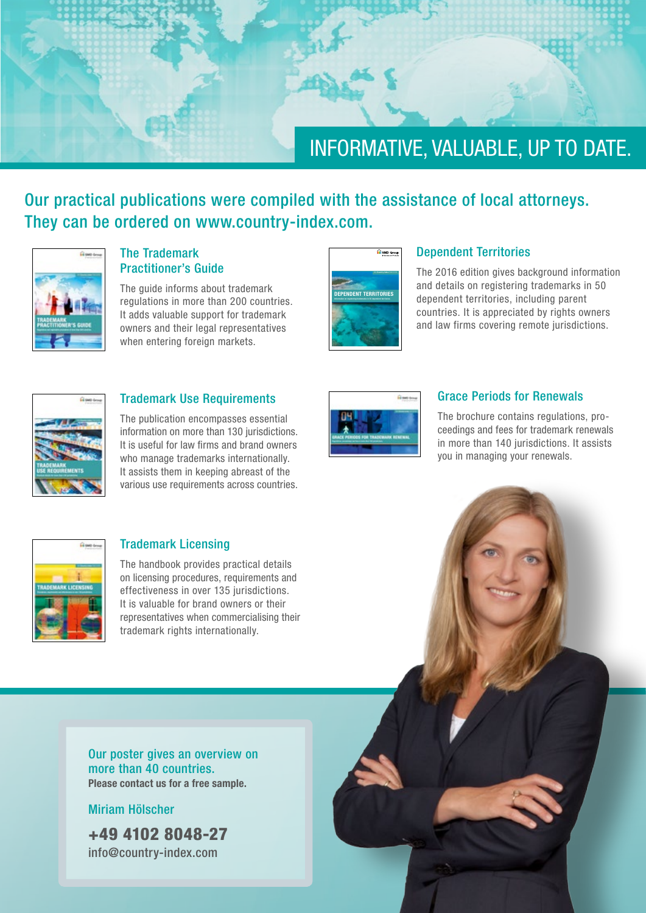# INFORMATIVE, VALUABLE, UP TO DATE.

## Our practical publications were compiled with the assistance of local attorneys. They can be ordered on www.country-index.com.

### The Trademark Practitioner's Guide

The guide informs about trademark regulations in more than 200 countries. It adds valuable support for trademark owners and their legal representatives when entering foreign markets.

### Dependent Territories

The 2016 edition gives background information and details on registering trademarks in 50 dependent territories, including parent countries. It is appreciated by rights owners and law firms covering remote jurisdictions.

### Trademark Use Requirements

The publication encompasses essential information on more than 130 jurisdictions. It is useful for law firms and brand owners who manage trademarks internationally. It assists them in keeping abreast of the various use requirements across countries.

### Grace Periods for Renewals

The brochure contains regulations, proceedings and fees for trademark renewals in more than 140 jurisdictions. It assists you in managing your renewals.

### Trademark Licensing

The handbook provides practical details on licensing procedures, requirements and effectiveness in over 135 jurisdictions. It is valuable for brand owners or their representatives when commercialising their trademark rights internationally.

Our poster gives an overview on more than 40 countries.
**Please contact us for a free sample.**

Miriam Hölscher

**+49 4102 8048-27**
info@country-index.com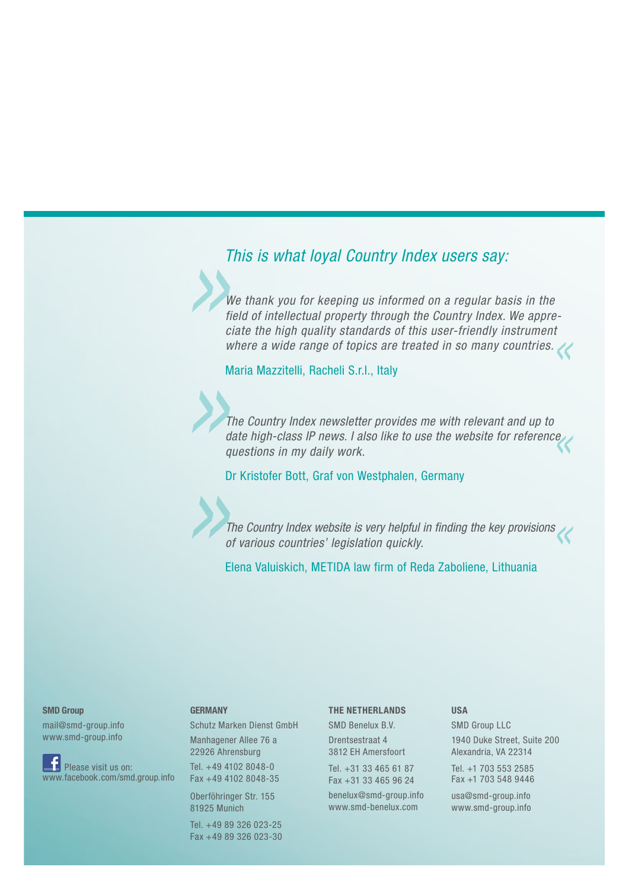## *This is what loyal Country Index users say:*

*We thank you for keeping us informed on a regular basis in the field of intellectual property through the Country Index. We appreciate the high quality standards of this user-friendly instrument where a wide range of topics are treated in so many countries.*

Maria Mazzitelli, Racheli S.r.l., Italy

*The Country Index newsletter provides me with relevant and up to date high-class IP news. I also like to use the website for reference questions in my daily work.*

Dr Kristofer Bott, Graf von Westphalen, Germany

*The Country Index website is very helpful in finding the key provisions of various countries' legislation quickly.*

Elena Valuiskich, METIDA law firm of Reda Zaboliene, Lithuania

**SMD Group**
mail@smd-group.info
www.smd-group.info

Please visit us on:
www.facebook.com/smd.group.info

**GERMANY**
Schutz Marken Dienst GmbH

Manhagener Allee 76 a
22926 Ahrensburg

Tel. +49 4102 8048-0
Fax +49 4102 8048-35

Oberföhringer Str. 155
81925 Munich

Tel. +49 89 326 023-25
Fax +49 89 326 023-30

**THE NETHERLANDS**
SMD Benelux B.V.

Drentsestraat 4
3812 EH Amersfoort

Tel. +31 33 465 61 87
Fax +31 33 465 96 24

benelux@smd-group.info
www.smd-benelux.com

**USA**
SMD Group LLC

1940 Duke Street, Suite 200
Alexandria, VA 22314

Tel. +1 703 553 2585
Fax +1 703 548 9446

usa@smd-group.info
www.smd-group.info